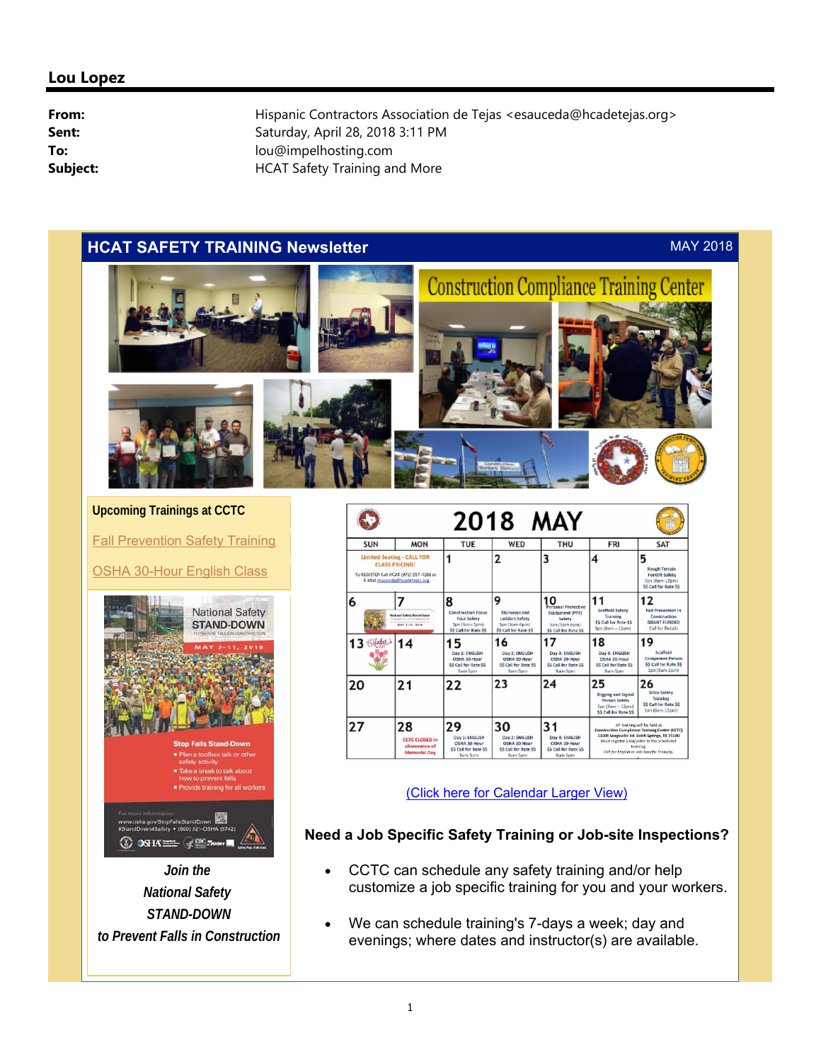## Lou Lopez

| | |
|---|---|
| **From:** | Hispanic Contractors Association de Tejas <esauceda@hcadetejas.org> |
| **Sent:** | Saturday, April 28, 2018 3:11 PM |
| **To:** | lou@impelhosting.com |
| **Subject:** | HCAT Safety Training and More |

# HCAT SAFETY TRAINING Newsletter

MAY 2018

Construction Compliance Training Center

### Upcoming Trainings at CCTC

[Fall Prevention Safety Training]

[OSHA 30-Hour English Class]

National Safety STAND-DOWN TO PREVENT FALLS IN CONSTRUCTION

MAY 7-11, 2018

Stop Falls Stand-Down

- Plan a toolbox talk or other safety activity
- Take a break to talk about how to prevent falls
- Provide training for all workers

For more information: www.osha.gov/StopFallsStandDown #StandDown4Safety • (800) 321-OSHA (6742)

***Join the National Safety STAND-DOWN to Prevent Falls in Construction***

**2018 MAY**

| SUN | MON | TUE | WED | THU | FRI | SAT |
|---|---|---|---|---|---|---|
| Limited Seating - CALL FOR CLASS PRICING! To REGISTER Call HCAT (972) 557-4186 or E-Mail esauceda@hcadetejas.org | | 1 | 2 | 3 | 4 | 5 Rough Terrain Forklift Safety 5pm (8am-12pm) $$ Call for Rate $$ |
| 6 | 7 National Safety Stand-Down May 7-11, 2018 | 8 Construction Focus Four Safety 5pm (5pm-7pm) $$ Call for Rate $$ | 9 Stairways and Ladders Safety 5pm (5pm-6pm) $$ Call for Rate $$ | 10 Personal Protective Equipment (PPE) Safety 5pm (5pm-6pm) $$ Call for Rate $$ | 11 Scaffold Safety Training $$ Call for Rate $$ 5pm (8am – 12pm) | 12 Fall Prevention in Construction GRANT FUNDED Call for Details |
| 13 Mother's Day | 14 | 15 Day 1: ENGLISH OSHA 30-Hour $$ Call for Rate $$ 8am-5pm | 16 Day 2: ENGLISH OSHA 30-Hour $$ Call for Rate $$ 8am-5pm | 17 Day 3: ENGLISH OSHA 30-Hour $$ Call for Rate $$ 8am-5pm | 18 Day 4: ENGLISH OSHA 30-Hour $$ Call for Rate $$ 8am-5pm | 19 Scaffold Competent Person $$ Call for Rate $$ 5pm (8am-2pm) |
| 20 | 21 | 22 | 23 | 24 | 25 Rigging and Signal Person Safety 5pm (8am – 12pm) $$ Call for Rate $$ | 26 Silica Safety Training $$ Call for Rate $$ 5pm (8am-12pm) |
| 27 | 28 CCTC CLOSED in observance of Memorial Day | 29 Day 1: ENGLISH OSHA 30-Hour $$ Call for Rate $$ 8am-5pm | 30 Day 2: ENGLISH OSHA 30-Hour $$ Call for Rate $$ 8am-5pm | 31 Day 3: ENGLISH OSHA 30-Hour $$ Call for Rate $$ 8am-5pm | All Training will be held at: Construction Compliance Training Center (CCTC) 11500 Seagoville Rd. Balch Springs, TX 75180. Must register 1 day prior to the scheduled training. Call for English or Job-Specific Training. | |

[(Click here for Calendar Larger View)]

### Need a Job Specific Safety Training or Job-site Inspections?

- CCTC can schedule any safety training and/or help customize a job specific training for you and your workers.
- We can schedule training's 7-days a week; day and evenings; where dates and instructor(s) are available.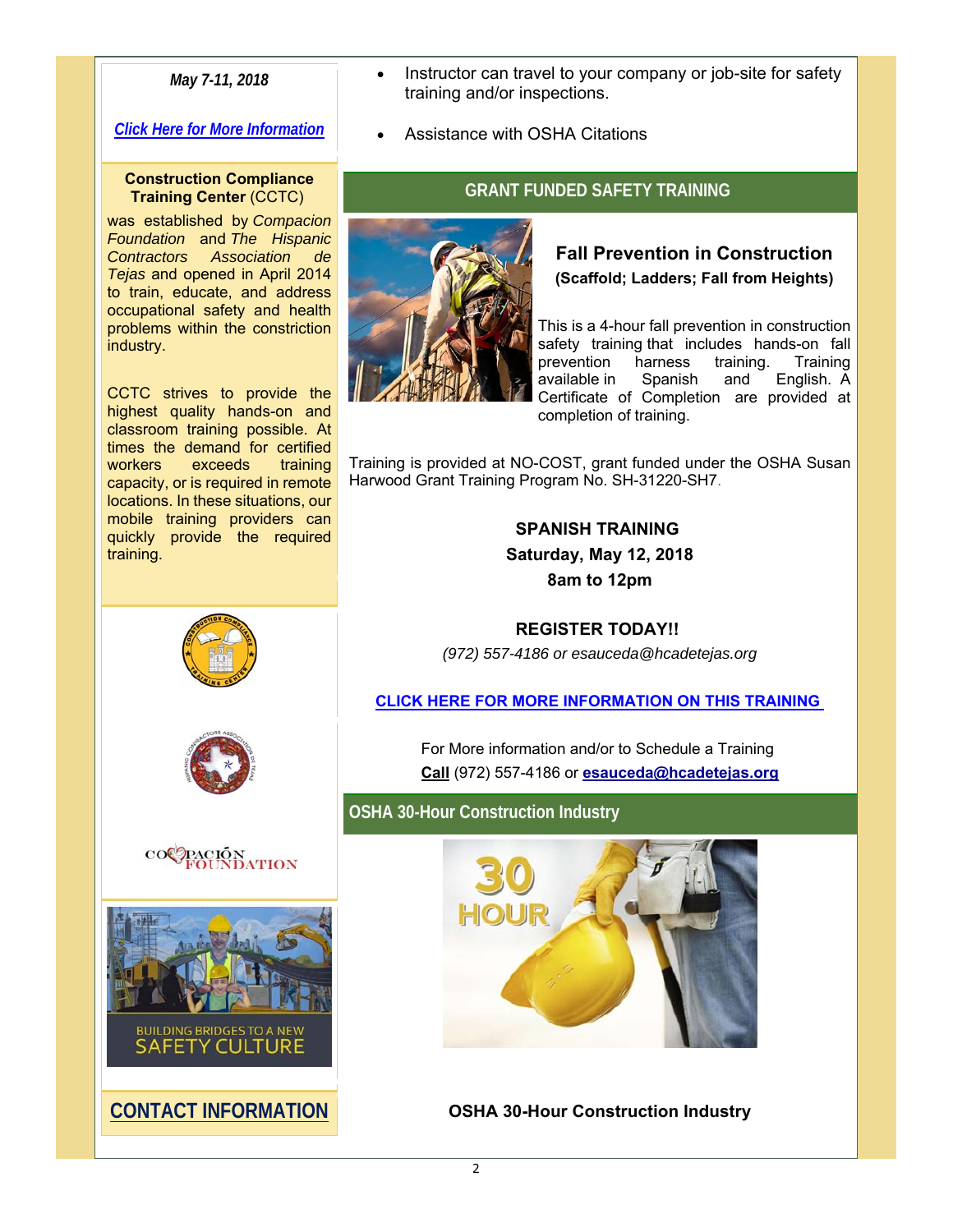***May 7-11, 2018***

***Click Here for More Information***

**Construction Compliance Training Center** (CCTC)

was established by *Compacion Foundation* and *The Hispanic Contractors Association de Tejas* and opened in April 2014 to train, educate, and address occupational safety and health problems within the constriction industry.

CCTC strives to provide the highest quality hands-on and classroom training possible. At times the demand for certified workers exceeds training capacity, or is required in remote locations. In these situations, our mobile training providers can quickly provide the required training.

COMPACIÓN FOUNDATION

BUILDING BRIDGES TO A NEW SAFETY CULTURE

## CONTACT INFORMATION

- Instructor can travel to your company or job-site for safety training and/or inspections.
- Assistance with OSHA Citations

## GRANT FUNDED SAFETY TRAINING

### Fall Prevention in Construction

**(Scaffold; Ladders; Fall from Heights)**

This is a 4-hour fall prevention in construction safety training that includes hands-on fall prevention harness training. Training available in Spanish and English. A Certificate of Completion are provided at completion of training.

Training is provided at NO-COST, grant funded under the OSHA Susan Harwood Grant Training Program No. SH-31220-SH7.

**SPANISH TRAINING**
**Saturday, May 12, 2018**
**8am to 12pm**

**REGISTER TODAY!!**

*(972) 557-4186 or esauceda@hcadetejas.org*

**CLICK HERE FOR MORE INFORMATION ON THIS TRAINING**

For More information and/or to Schedule a Training
**Call** (972) 557-4186 or **esauceda@hcadetejas.org**

## OSHA 30-Hour Construction Industry

**OSHA 30-Hour Construction Industry**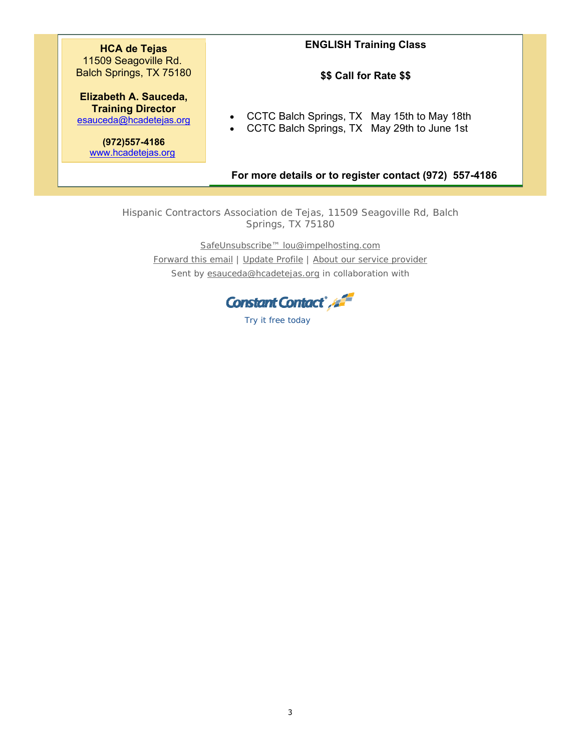**HCA de Tejas**
11509 Seagoville Rd.
Balch Springs, TX 75180

**Elizabeth A. Sauceda, Training Director**
esauceda@hcadetejas.org

**(972)557-4186**
www.hcadetejas.org

**ENGLISH Training Class**

**$$ Call for Rate $$**

- CCTC Balch Springs, TX   May 15th to May 18th
- CCTC Balch Springs, TX   May 29th to June 1st

**For more details or to register contact (972) 557-4186**

Hispanic Contractors Association de Tejas, 11509 Seagoville Rd, Balch Springs, TX 75180

SafeUnsubscribe™ lou@impelhosting.com
Forward this email | Update Profile | About our service provider
Sent by esauceda@hcadetejas.org in collaboration with

Constant Contact
Try it free today